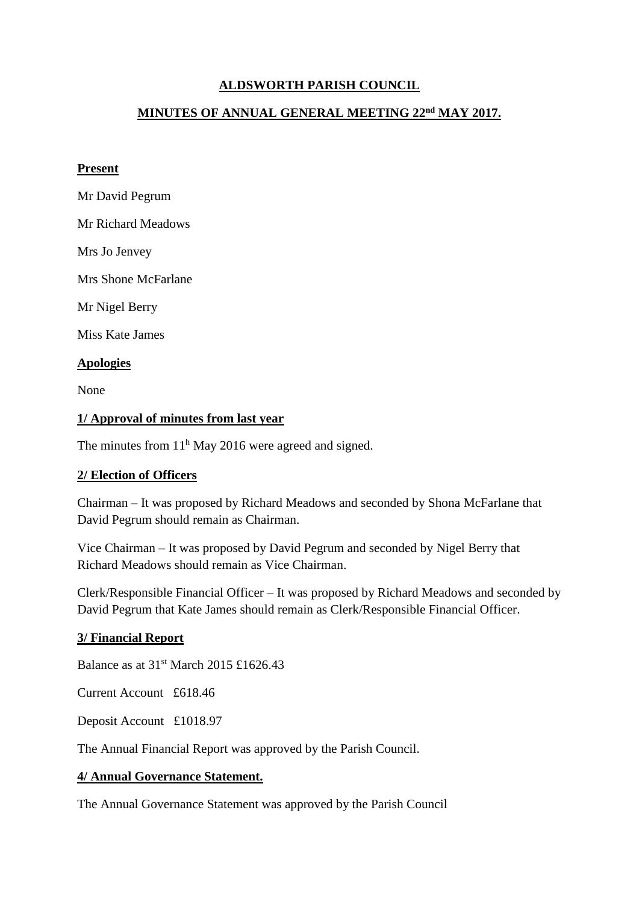# ALDSWORTH PARISH COUNCIL

## MINUTES OF ANNUAL GENERAL MEETING 22nd MAY 2017.

**Present**

Mr David Pegrum

Mr Richard Meadows

Mrs Jo Jenvey

Mrs Shone McFarlane

Mr Nigel Berry

Miss Kate James

**Apologies**

None

**1/ Approval of minutes from last year**

The minutes from 11h May 2016 were agreed and signed.

**2/ Election of Officers**

Chairman – It was proposed by Richard Meadows and seconded by Shona McFarlane that David Pegrum should remain as Chairman.

Vice Chairman – It was proposed by David Pegrum and seconded by Nigel Berry that Richard Meadows should remain as Vice Chairman.

Clerk/Responsible Financial Officer – It was proposed by Richard Meadows and seconded by David Pegrum that Kate James should remain as Clerk/Responsible Financial Officer.

**3/ Financial Report**

Balance as at 31st March 2015 £1626.43

Current Account £618.46

Deposit Account £1018.97

The Annual Financial Report was approved by the Parish Council.

**4/ Annual Governance Statement.**

The Annual Governance Statement was approved by the Parish Council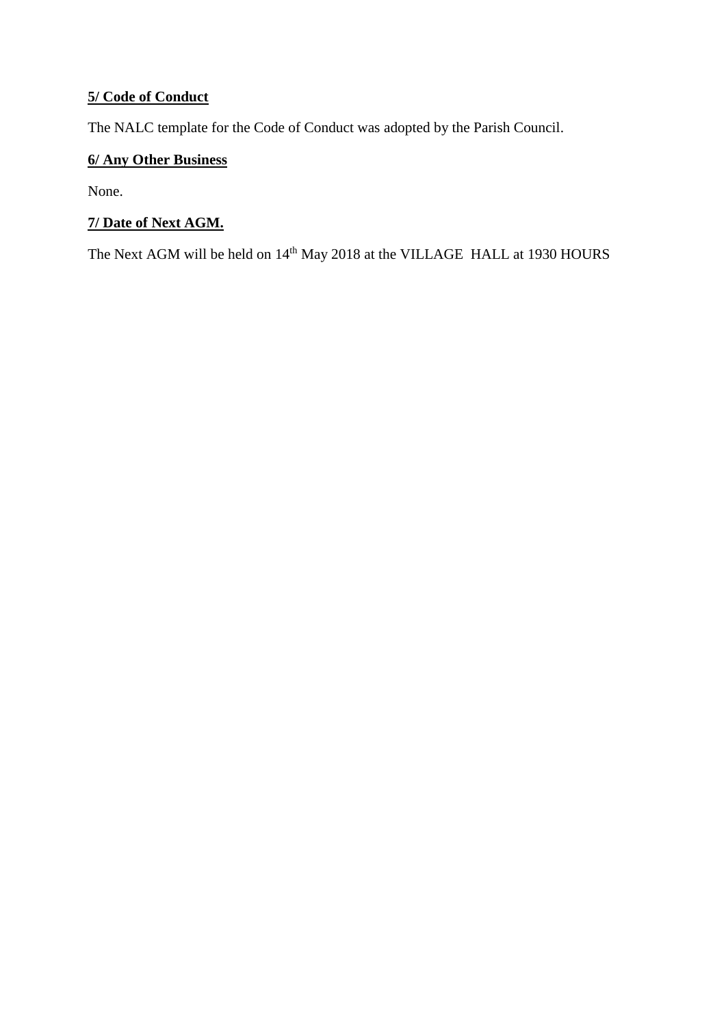**5/ Code of Conduct**

The NALC template for the Code of Conduct was adopted by the Parish Council.

**6/ Any Other Business**

None.

**7/ Date of Next AGM.**

The Next AGM will be held on 14th May 2018 at the VILLAGE HALL at 1930 HOURS